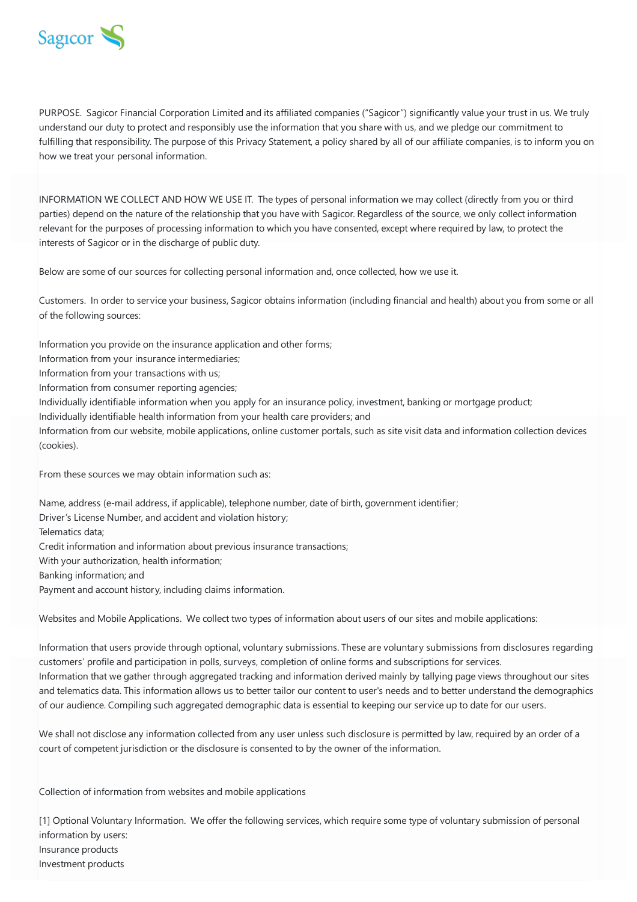PURPOSE. Sagicor Financial Corporation Limited and its affiliated companies ("Sagicor") significantly value your trust in us. We truly understand our duty to protect and responsibly use the information that you share with us, and we pledge our commitment to fulfilling that responsibility. The purpose of this Privacy Statement, a policy shared by all of our affiliate companies, is to inform you on how we treat your personal information.

INFORMATION WE COLLECT AND HOW WE USE IT. The types of personal information we may collect (directly from you or third parties) depend on the nature of the relationship that you have with Sagicor. Regardless of the source, we only collect information relevant for the purposes of processing information to which you have consented, except where required by law, to protect the interests of Sagicor or in the discharge of public duty.

Below are some of our sources for collecting personal information and, once collected, how we use it.

Customers. In order to service your business, Sagicor obtains information (including financial and health) about you from some or all of the following sources:

Information you provide on the insurance application and other forms;
Information from your insurance intermediaries;
Information from your transactions with us;
Information from consumer reporting agencies;
Individually identifiable information when you apply for an insurance policy, investment, banking or mortgage product;
Individually identifiable health information from your health care providers; and
Information from our website, mobile applications, online customer portals, such as site visit data and information collection devices (cookies).

From these sources we may obtain information such as:

Name, address (e-mail address, if applicable), telephone number, date of birth, government identifier;
Driver's License Number, and accident and violation history;
Telematics data;
Credit information and information about previous insurance transactions;
With your authorization, health information;
Banking information; and
Payment and account history, including claims information.

Websites and Mobile Applications. We collect two types of information about users of our sites and mobile applications:

Information that users provide through optional, voluntary submissions. These are voluntary submissions from disclosures regarding customers' profile and participation in polls, surveys, completion of online forms and subscriptions for services.
Information that we gather through aggregated tracking and information derived mainly by tallying page views throughout our sites and telematics data. This information allows us to better tailor our content to user's needs and to better understand the demographics of our audience. Compiling such aggregated demographic data is essential to keeping our service up to date for our users.

We shall not disclose any information collected from any user unless such disclosure is permitted by law, required by an order of a court of competent jurisdiction or the disclosure is consented to by the owner of the information.

Collection of information from websites and mobile applications

[1] Optional Voluntary Information. We offer the following services, which require some type of voluntary submission of personal information by users:
Insurance products
Investment products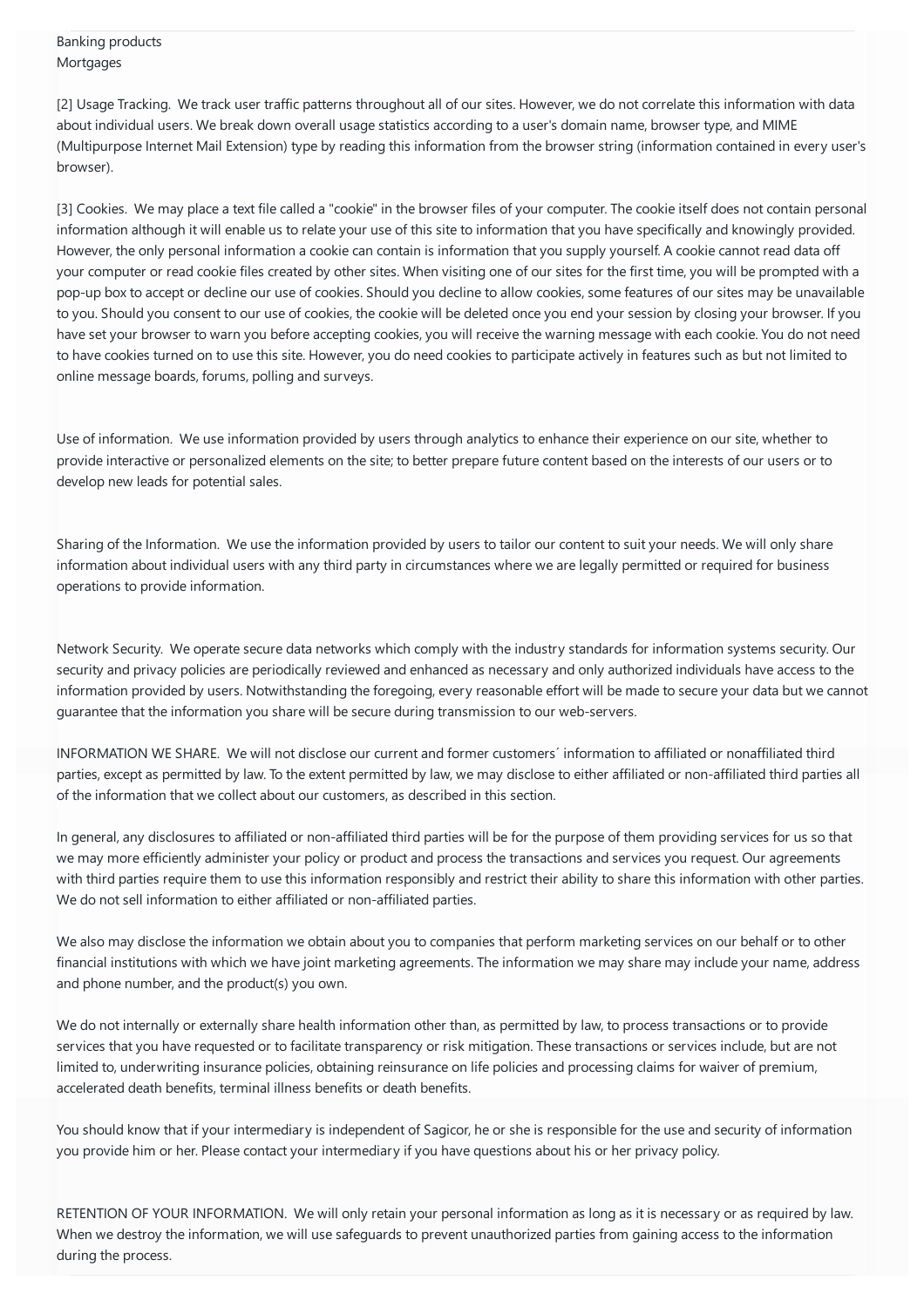Banking products
Mortgages

[2] Usage Tracking. We track user traffic patterns throughout all of our sites. However, we do not correlate this information with data about individual users. We break down overall usage statistics according to a user's domain name, browser type, and MIME (Multipurpose Internet Mail Extension) type by reading this information from the browser string (information contained in every user's browser).

[3] Cookies. We may place a text file called a "cookie" in the browser files of your computer. The cookie itself does not contain personal information although it will enable us to relate your use of this site to information that you have specifically and knowingly provided. However, the only personal information a cookie can contain is information that you supply yourself. A cookie cannot read data off your computer or read cookie files created by other sites. When visiting one of our sites for the first time, you will be prompted with a pop-up box to accept or decline our use of cookies. Should you decline to allow cookies, some features of our sites may be unavailable to you. Should you consent to our use of cookies, the cookie will be deleted once you end your session by closing your browser. If you have set your browser to warn you before accepting cookies, you will receive the warning message with each cookie. You do not need to have cookies turned on to use this site. However, you do need cookies to participate actively in features such as but not limited to online message boards, forums, polling and surveys.

Use of information. We use information provided by users through analytics to enhance their experience on our site, whether to provide interactive or personalized elements on the site; to better prepare future content based on the interests of our users or to develop new leads for potential sales.

Sharing of the Information. We use the information provided by users to tailor our content to suit your needs. We will only share information about individual users with any third party in circumstances where we are legally permitted or required for business operations to provide information.

Network Security. We operate secure data networks which comply with the industry standards for information systems security. Our security and privacy policies are periodically reviewed and enhanced as necessary and only authorized individuals have access to the information provided by users. Notwithstanding the foregoing, every reasonable effort will be made to secure your data but we cannot guarantee that the information you share will be secure during transmission to our web-servers.

INFORMATION WE SHARE. We will not disclose our current and former customers´ information to affiliated or nonaffiliated third parties, except as permitted by law. To the extent permitted by law, we may disclose to either affiliated or non-affiliated third parties all of the information that we collect about our customers, as described in this section.

In general, any disclosures to affiliated or non-affiliated third parties will be for the purpose of them providing services for us so that we may more efficiently administer your policy or product and process the transactions and services you request. Our agreements with third parties require them to use this information responsibly and restrict their ability to share this information with other parties. We do not sell information to either affiliated or non-affiliated parties.

We also may disclose the information we obtain about you to companies that perform marketing services on our behalf or to other financial institutions with which we have joint marketing agreements. The information we may share may include your name, address and phone number, and the product(s) you own.

We do not internally or externally share health information other than, as permitted by law, to process transactions or to provide services that you have requested or to facilitate transparency or risk mitigation. These transactions or services include, but are not limited to, underwriting insurance policies, obtaining reinsurance on life policies and processing claims for waiver of premium, accelerated death benefits, terminal illness benefits or death benefits.

You should know that if your intermediary is independent of Sagicor, he or she is responsible for the use and security of information you provide him or her. Please contact your intermediary if you have questions about his or her privacy policy.

RETENTION OF YOUR INFORMATION. We will only retain your personal information as long as it is necessary or as required by law. When we destroy the information, we will use safeguards to prevent unauthorized parties from gaining access to the information during the process.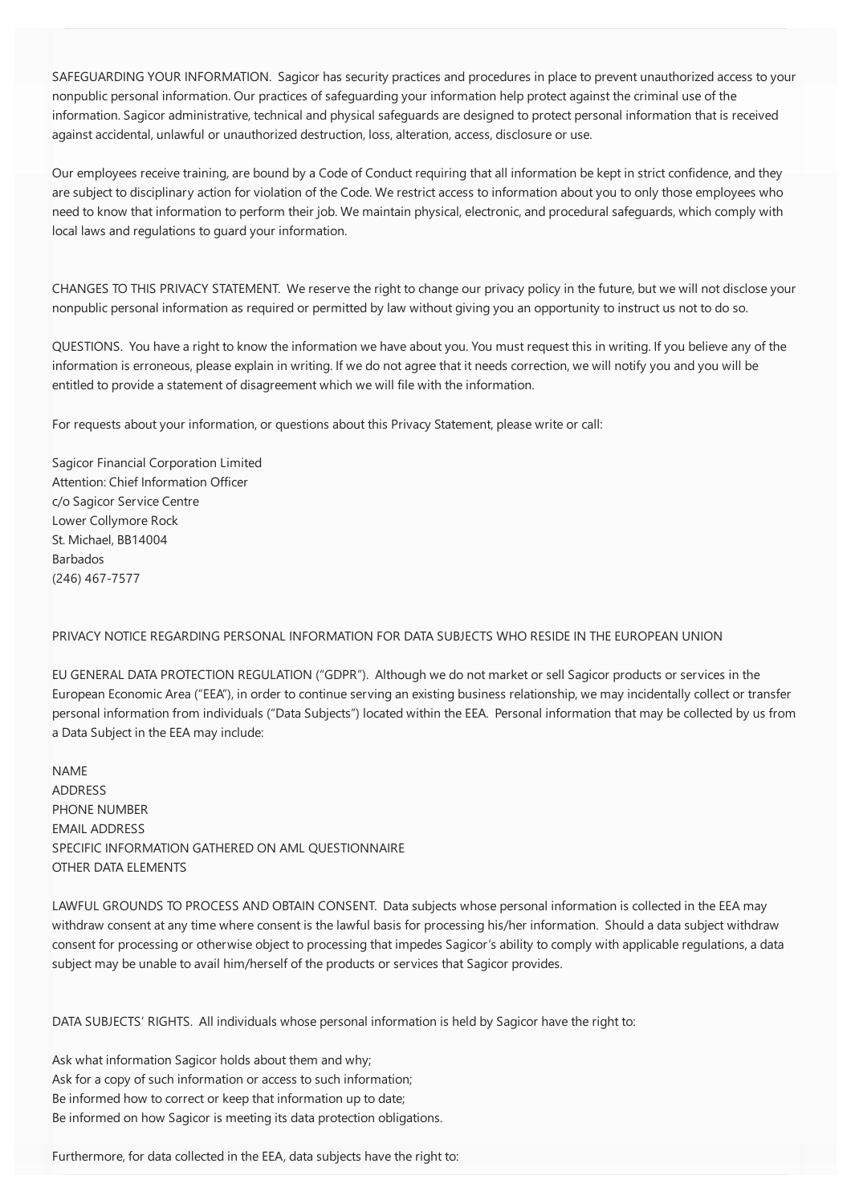SAFEGUARDING YOUR INFORMATION. Sagicor has security practices and procedures in place to prevent unauthorized access to your nonpublic personal information. Our practices of safeguarding your information help protect against the criminal use of the information. Sagicor administrative, technical and physical safeguards are designed to protect personal information that is received against accidental, unlawful or unauthorized destruction, loss, alteration, access, disclosure or use.

Our employees receive training, are bound by a Code of Conduct requiring that all information be kept in strict confidence, and they are subject to disciplinary action for violation of the Code. We restrict access to information about you to only those employees who need to know that information to perform their job. We maintain physical, electronic, and procedural safeguards, which comply with local laws and regulations to guard your information.

CHANGES TO THIS PRIVACY STATEMENT. We reserve the right to change our privacy policy in the future, but we will not disclose your nonpublic personal information as required or permitted by law without giving you an opportunity to instruct us not to do so.

QUESTIONS. You have a right to know the information we have about you. You must request this in writing. If you believe any of the information is erroneous, please explain in writing. If we do not agree that it needs correction, we will notify you and you will be entitled to provide a statement of disagreement which we will file with the information.

For requests about your information, or questions about this Privacy Statement, please write or call:

Sagicor Financial Corporation Limited  
Attention: Chief Information Officer  
c/o Sagicor Service Centre  
Lower Collymore Rock  
St. Michael, BB14004  
Barbados  
(246) 467-7577

PRIVACY NOTICE REGARDING PERSONAL INFORMATION FOR DATA SUBJECTS WHO RESIDE IN THE EUROPEAN UNION

EU GENERAL DATA PROTECTION REGULATION ("GDPR"). Although we do not market or sell Sagicor products or services in the European Economic Area ("EEA"), in order to continue serving an existing business relationship, we may incidentally collect or transfer personal information from individuals ("Data Subjects") located within the EEA. Personal information that may be collected by us from a Data Subject in the EEA may include:

NAME  
ADDRESS  
PHONE NUMBER  
EMAIL ADDRESS  
SPECIFIC INFORMATION GATHERED ON AML QUESTIONNAIRE  
OTHER DATA ELEMENTS

LAWFUL GROUNDS TO PROCESS AND OBTAIN CONSENT. Data subjects whose personal information is collected in the EEA may withdraw consent at any time where consent is the lawful basis for processing his/her information. Should a data subject withdraw consent for processing or otherwise object to processing that impedes Sagicor's ability to comply with applicable regulations, a data subject may be unable to avail him/herself of the products or services that Sagicor provides.

DATA SUBJECTS' RIGHTS. All individuals whose personal information is held by Sagicor have the right to:

Ask what information Sagicor holds about them and why;  
Ask for a copy of such information or access to such information;  
Be informed how to correct or keep that information up to date;  
Be informed on how Sagicor is meeting its data protection obligations.

Furthermore, for data collected in the EEA, data subjects have the right to: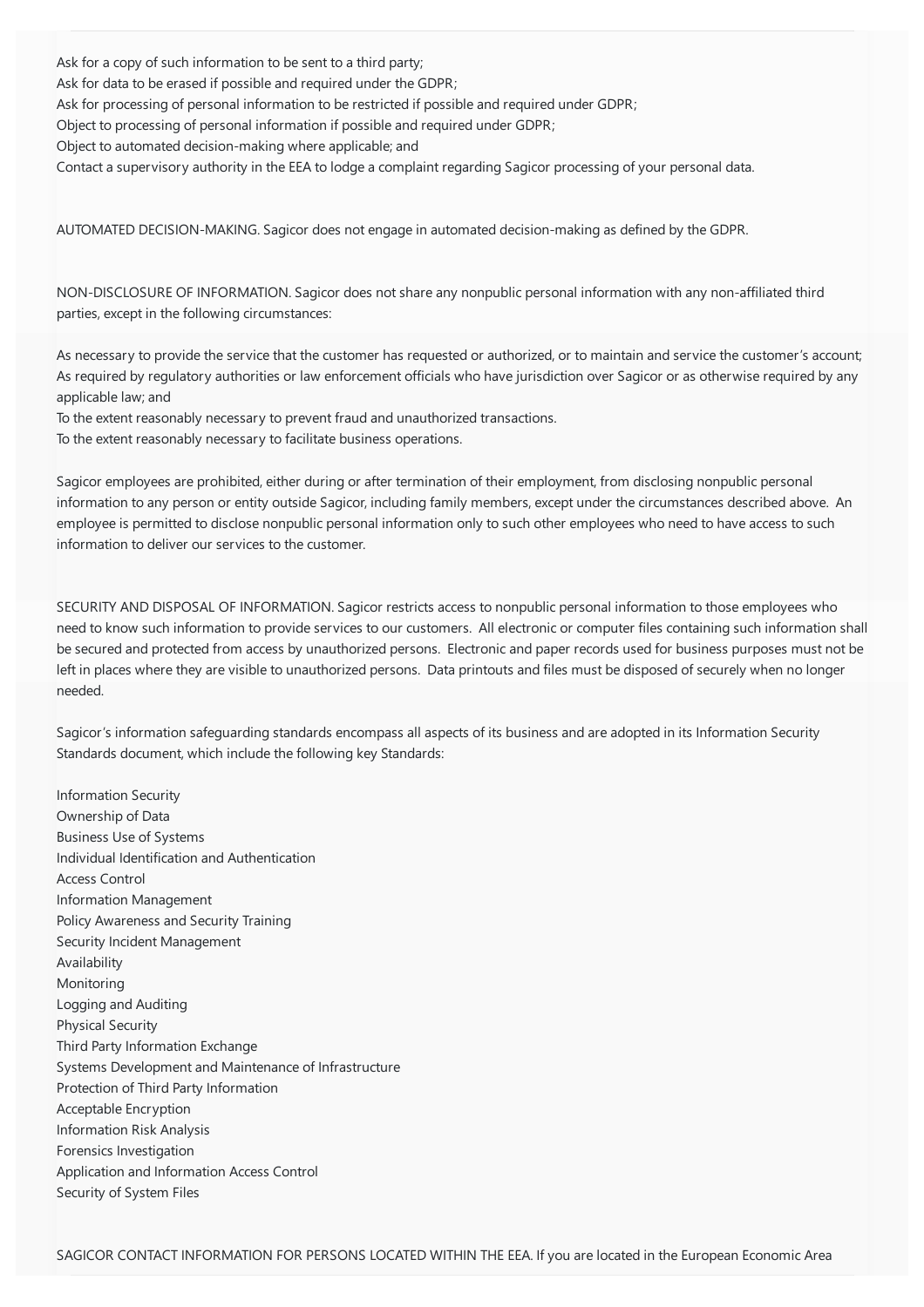Ask for a copy of such information to be sent to a third party;
Ask for data to be erased if possible and required under the GDPR;
Ask for processing of personal information to be restricted if possible and required under GDPR;
Object to processing of personal information if possible and required under GDPR;
Object to automated decision-making where applicable; and
Contact a supervisory authority in the EEA to lodge a complaint regarding Sagicor processing of your personal data.

AUTOMATED DECISION-MAKING. Sagicor does not engage in automated decision-making as defined by the GDPR.

NON-DISCLOSURE OF INFORMATION. Sagicor does not share any nonpublic personal information with any non-affiliated third parties, except in the following circumstances:

As necessary to provide the service that the customer has requested or authorized, or to maintain and service the customer's account;
As required by regulatory authorities or law enforcement officials who have jurisdiction over Sagicor or as otherwise required by any applicable law; and
To the extent reasonably necessary to prevent fraud and unauthorized transactions.
To the extent reasonably necessary to facilitate business operations.

Sagicor employees are prohibited, either during or after termination of their employment, from disclosing nonpublic personal information to any person or entity outside Sagicor, including family members, except under the circumstances described above. An employee is permitted to disclose nonpublic personal information only to such other employees who need to have access to such information to deliver our services to the customer.

SECURITY AND DISPOSAL OF INFORMATION. Sagicor restricts access to nonpublic personal information to those employees who need to know such information to provide services to our customers. All electronic or computer files containing such information shall be secured and protected from access by unauthorized persons. Electronic and paper records used for business purposes must not be left in places where they are visible to unauthorized persons. Data printouts and files must be disposed of securely when no longer needed.

Sagicor's information safeguarding standards encompass all aspects of its business and are adopted in its Information Security Standards document, which include the following key Standards:

Information Security
Ownership of Data
Business Use of Systems
Individual Identification and Authentication
Access Control
Information Management
Policy Awareness and Security Training
Security Incident Management
Availability
Monitoring
Logging and Auditing
Physical Security
Third Party Information Exchange
Systems Development and Maintenance of Infrastructure
Protection of Third Party Information
Acceptable Encryption
Information Risk Analysis
Forensics Investigation
Application and Information Access Control
Security of System Files

SAGICOR CONTACT INFORMATION FOR PERSONS LOCATED WITHIN THE EEA. If you are located in the European Economic Area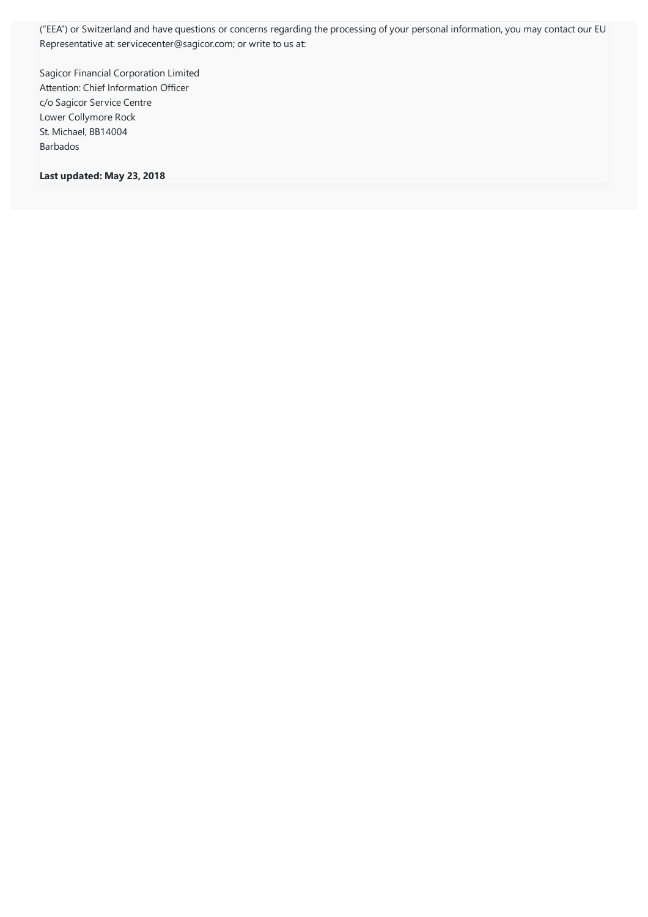("EEA") or Switzerland and have questions or concerns regarding the processing of your personal information, you may contact our EU Representative at: servicecenter@sagicor.com; or write to us at:

Sagicor Financial Corporation Limited
Attention: Chief Information Officer
c/o Sagicor Service Centre
Lower Collymore Rock
St. Michael, BB14004
Barbados

**Last updated: May 23, 2018**